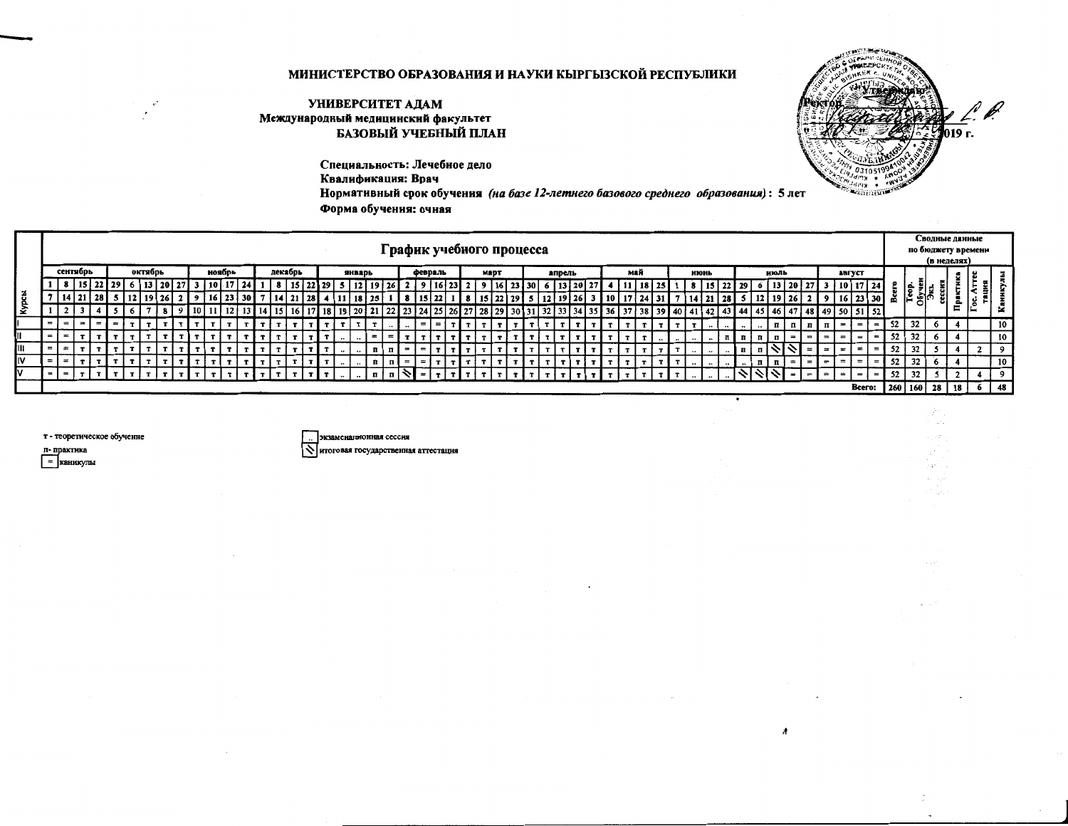**МИНИСТЕРСТВО ОБРАЗОВАНИЯ И НАУКИ КЫРГЫЗСКОЙ РЕСПУБЛИКИ**

**УНИВЕРСИТЕТ АДАМ**

**Международный медицинский факультет**

**БАЗОВЫЙ УЧЕБНЫЙ ПЛАН**

Утверждаю:
Ректор ______ С.В.
______ 2019 г.

**Специальность: Лечебное дело**

**Квалификация: Врач**

**Нормативный срок обучения** ***(на базе 12-летнего базового среднего образования)*** **: 5 лет**

**Форма обучения: очная**

## График учебного процесса

| Курсы | сентябрь | | | | октябрь | | | | | ноябрь | | | | декабрь | | | | январь | | | | | февраль | | | | март | | | | апрель | | | | | май | | | | июнь | | | | июль | | | | | август | | | | Всего | Теор. Обучен | Экз. сессия | Практика | Гос. Аттестация | Каникулы |
|---|---|---|---|---|---|---|---|---|---|---|---|---|---|---|---|---|---|---|---|---|---|---|---|---|---|---|---|---|---|---|---|---|---|---|---|---|---|---|---|---|---|---|---|---|---|---|---|---|---|---|---|---|---|---|---|---|---|---|
| | 1 | 8 | 15 | 22 | 29 | 6 | 13 | 20 | 27 | 3 | 10 | 17 | 24 | 1 | 8 | 15 | 22 | 29 | 5 | 12 | 19 | 26 | 2 | 9 | 16 | 23 | 2 | 9 | 16 | 23 | 30 | 6 | 13 | 20 | 27 | 4 | 11 | 18 | 25 | 1 | 8 | 15 | 22 | 29 | 6 | 13 | 20 | 27 | 3 | 10 | 17 | 24 | | | | | | |
| | 7 | 14 | 21 | 28 | 5 | 12 | 19 | 26 | 2 | 9 | 16 | 23 | 30 | 7 | 14 | 21 | 28 | 4 | 11 | 18 | 25 | 1 | 8 | 15 | 22 | 1 | 8 | 15 | 22 | 29 | 5 | 12 | 19 | 26 | 3 | 10 | 17 | 24 | 31 | 7 | 14 | 21 | 28 | 5 | 12 | 19 | 26 | 2 | 9 | 16 | 23 | 30 | | | | | | |
| | 1 | 2 | 3 | 4 | 5 | 6 | 7 | 8 | 9 | 10 | 11 | 12 | 13 | 14 | 15 | 16 | 17 | 18 | 19 | 20 | 21 | 22 | 23 | 24 | 25 | 26 | 27 | 28 | 29 | 30 | 31 | 32 | 33 | 34 | 35 | 36 | 37 | 38 | 39 | 40 | 41 | 42 | 43 | 44 | 45 | 46 | 47 | 48 | 49 | 50 | 51 | 52 | | | | | | |
| I | = | = | = | = | = | т | т | т | т | т | т | т | т | т | т | т | т | т | т | т | т | .. | .. | = | = | т | т | т | т | т | т | т | т | т | т | т | т | т | т | т | т | .. | .. | .. | .. | п | п | п | п | = | = | = | 52 | 32 | 6 | 4 | | 10 |
| II | = | = | т | т | т | т | т | т | т | т | т | т | т | т | т | т | т | т | .. | .. | = | = | т | т | т | т | т | т | т | т | т | т | т | т | т | т | т | т | .. | .. | .. | .. | п | п | п | п | = | = | = | = | = | = | 52 | 32 | 6 | 4 | | 10 |
| III | = | = | т | т | т | т | т | т | т | т | т | т | т | т | т | т | т | т | .. | .. | п | п | = | = | т | т | т | т | т | т | т | т | т | т | т | т | т | т | т | т | .. | .. | .. | п | п | \\ | \\ | = | = | = | = | = | 52 | 32 | 5 | 4 | 2 | 9 |
| IV | = | = | т | т | т | т | т | т | т | т | т | т | т | т | т | т | т | т | .. | .. | п | п | = | = | т | т | т | т | т | т | т | т | т | т | т | т | т | т | т | т | .. | .. | .. | .. | п | п | = | = | = | = | = | = | 52 | 32 | 6 | 4 | | 10 |
| V | = | = | т | т | т | т | т | т | т | т | т | т | т | т | т | т | т | т | .. | .. | п | п | \\ | = | т | т | т | т | т | т | т | т | т | т | т | т | т | т | т | т | .. | .. | .. | \\ | \\ | \\ | = | = | = | = | = | = | 52 | 32 | 5 | 2 | 4 | 9 |
| | | | | | | | | | | | | | | | | | | | | | | | | | | | | | | | | | | | | | | | | | | | | | | | | | | | | Всего: | 260 | 160 | 28 | 18 | 6 | 48 |

т - теоретическое обучение

п- практика

= каникулы

.. экзаменационная сессия

\\ итоговая государственная аттестация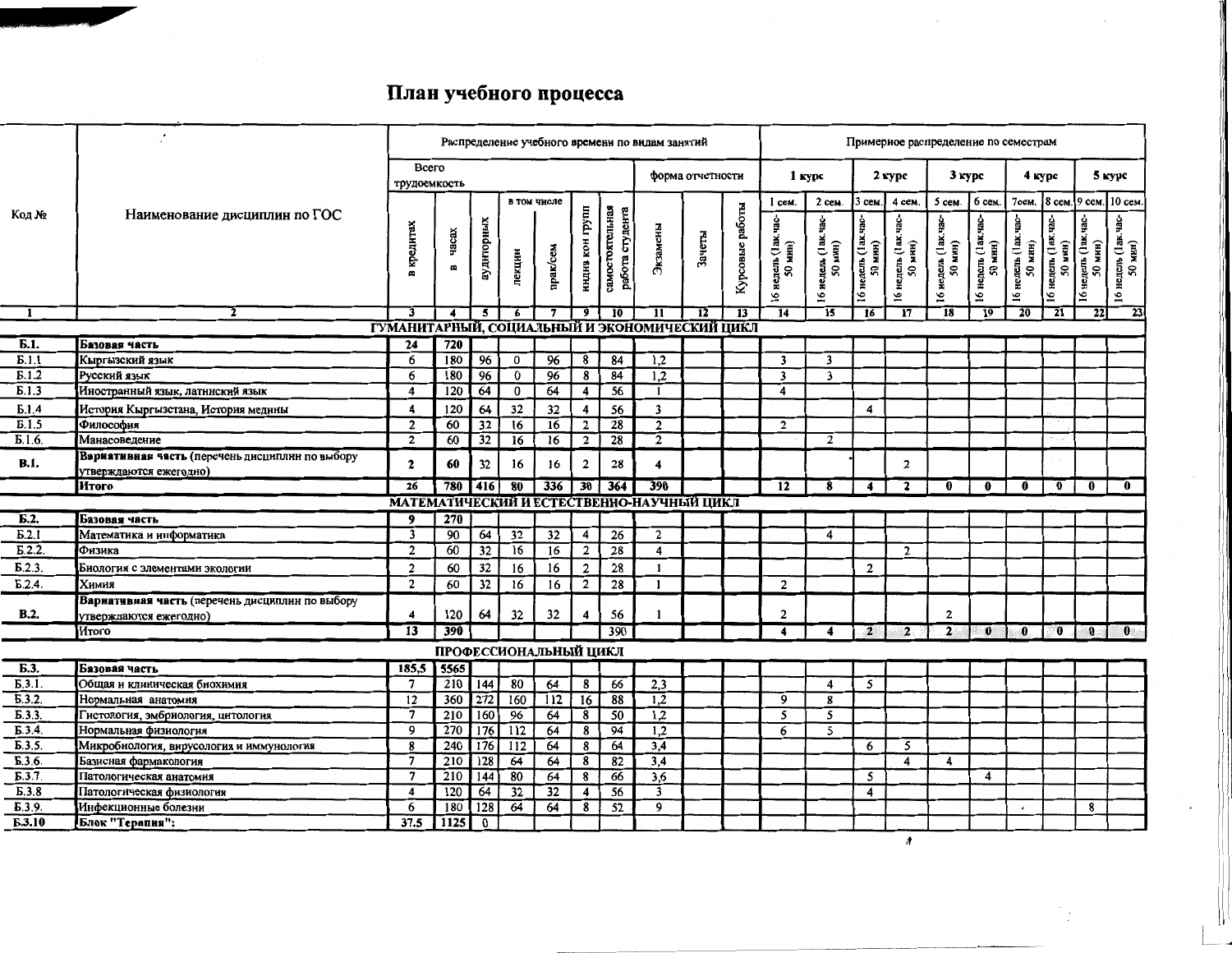# План учебного процесса

| Код № | Наименование дисциплин по ГОС | Распределение учебного времени по видам занятий | | | | | | | | | | Примерное распределение по семестрам | | | | | | | | | |
|---|---|---|---|---|---|---|---|---|---|---|---|---|---|---|---|---|---|---|---|---|---|
| | | Всего трудоемкость | | | | | | | форма отчетности | | | 1 курс | | 2 курс | | 3 курс | | 4 курс | | 5 курс | |
| | | | | | в том числе | | | | | | | 1 сем. | 2 сем. | 3 сем. | 4 сем. | 5 сем. | 6 сем. | 7сем. | 8 сем. | 9 сем. | 10 сем. |
| | | в кредитах | в часах | аудиторных | лекции | прак/сем | индив кон групп | самостоятельная работа студента | Экзамены | Зачеты | Курсовые работы | 16 недель (1ак.час-50 мин) | 16 недель (1ак.час-50 мин) | 16 недель (1ак.час-50 мин) | 16 недель (1ак.час-50 мин) | 16 недель (1ак.час-50 мин) | 16 недель (1ак.час-50 мин) | 16 недель (1ак.час-50 мин) | 16 недель (1ак.час-50 мин) | 16 недель (1ак.час-50 мин) | 16 недель (1ак.час-50 мин) |
| 1 | 2 | 3 | 4 | 5 | 6 | 7 | 9 | 10 | 11 | 12 | 13 | 14 | 15 | 16 | 17 | 18 | 19 | 20 | 21 | 22 | 23 |
| | **ГУМАНИТАРНЫЙ, СОЦИАЛЬНЫЙ И ЭКОНОМИЧЕСКИЙ ЦИКЛ** | | | | | | | | | | | | | | | | | | | | |
| **Б.1.** | **Базовая часть** | **24** | **720** | | | | | | | | | | | | | | | | | | |
| Б.1.1 | Кыргызский язык | 6 | 180 | 96 | 0 | 96 | 8 | 84 | 1,2 | | | 3 | 3 | | | | | | | | |
| Б.1.2 | Русский язык | 6 | 180 | 96 | 0 | 96 | 8 | 84 | 1,2 | | | 3 | 3 | | | | | | | | |
| Б.1.3 | Иностранный язык, латинский язык | 4 | 120 | 64 | 0 | 64 | 4 | 56 | 1 | | | 4 | | | | | | | | | |
| Б.1.4 | История Кыргызстана, История медицины | 4 | 120 | 64 | 32 | 32 | 4 | 56 | 3 | | | | | 4 | | | | | | | |
| Б.1.5 | Философия | 2 | 60 | 32 | 16 | 16 | 2 | 28 | 2 | | | 2 | | | | | | | | | |
| Б.1.6. | Манасоведение | 2 | 60 | 32 | 16 | 16 | 2 | 28 | 2 | | | | 2 | | | | | | | | |
| **В.1.** | **Вариативная часть** (перечень дисциплин по выбору утверждаются ежегодно) | 2 | 60 | 32 | 16 | 16 | 2 | 28 | 4 | | | | | | 2 | | | | | | |
| | **Итого** | **26** | **780** | **416** | **80** | **336** | **30** | **364** | **390** | | | **12** | **8** | **4** | **2** | **0** | **0** | **0** | **0** | **0** | **0** |
| | **МАТЕМАТИЧЕСКИЙ И ЕСТЕСТВЕННО-НАУЧНЫЙ ЦИКЛ** | | | | | | | | | | | | | | | | | | | | |
| **Б.2.** | **Базовая часть** | **9** | **270** | | | | | | | | | | | | | | | | | | |
| Б.2.1 | Математика и информатика | 3 | 90 | 64 | 32 | 32 | 4 | 26 | 2 | | | | 4 | | | | | | | | |
| Б.2.2. | Физика | 2 | 60 | 32 | 16 | 16 | 2 | 28 | 4 | | | | | | 2 | | | | | | |
| Б.2.3. | Биология с элементами экологии | 2 | 60 | 32 | 16 | 16 | 2 | 28 | 1 | | | | | 2 | | | | | | | |
| Б.2.4. | Химия | 2 | 60 | 32 | 16 | 16 | 2 | 28 | 1 | | | 2 | | | | | | | | | |
| **В.2.** | **Вариативная часть** (перечень дисциплин по выбору утверждаются ежегодно) | 4 | 120 | 64 | 32 | 32 | 4 | 56 | 1 | | | 2 | | | | 2 | | | | | |
| | Итого | **13** | **390** | | | | | 390 | | | | **4** | **4** | **2** | **2** | **2** | **0** | **0** | **0** | **0** | **0** |
| | **ПРОФЕССИОНАЛЬНЫЙ ЦИКЛ** | | | | | | | | | | | | | | | | | | | | |
| **Б.3.** | **Базовая часть** | **185,5** | **5565** | | | | | | | | | | | | | | | | | | |
| Б.3.1. | Общая и клиническая биохимия | 7 | 210 | 144 | 80 | 64 | 8 | 66 | 2,3 | | | | 4 | 5 | | | | | | | |
| Б.3.2. | Нормальная анатомия | 12 | 360 | 272 | 160 | 112 | 16 | 88 | 1,2 | | | 9 | 8 | | | | | | | | |
| Б.3.3. | Гистология, эмбриология, цитология | 7 | 210 | 160 | 96 | 64 | 8 | 50 | 1,2 | | | 5 | 5 | | | | | | | | |
| Б.3.4. | Нормальная физиология | 9 | 270 | 176 | 112 | 64 | 8 | 94 | 1,2 | | | 6 | 5 | | | | | | | | |
| Б.3.5. | Микробиология, вирусология и иммунология | 8 | 240 | 176 | 112 | 64 | 8 | 64 | 3,4 | | | | | 6 | 5 | | | | | | |
| Б.3.6. | Базисная фармакология | 7 | 210 | 128 | 64 | 64 | 8 | 82 | 3,4 | | | | | | 4 | 4 | | | | | |
| Б.3.7. | Патологическая анатомия | 7 | 210 | 144 | 80 | 64 | 8 | 66 | 3,6 | | | | | 5 | | | 4 | | | | |
| Б.3.8 | Патологическая физиология | 4 | 120 | 64 | 32 | 32 | 4 | 56 | 3 | | | | | 4 | | | | | | | |
| Б.3.9. | Инфекционные болезни | 6 | 180 | 128 | 64 | 64 | 8 | 52 | 9 | | | | | | | | | | | 8 | |
| **Б.3.10** | **Блок "Терапия":** | **37.5** | **1125** | 0 | | | | | | | | | | | | | | | | | |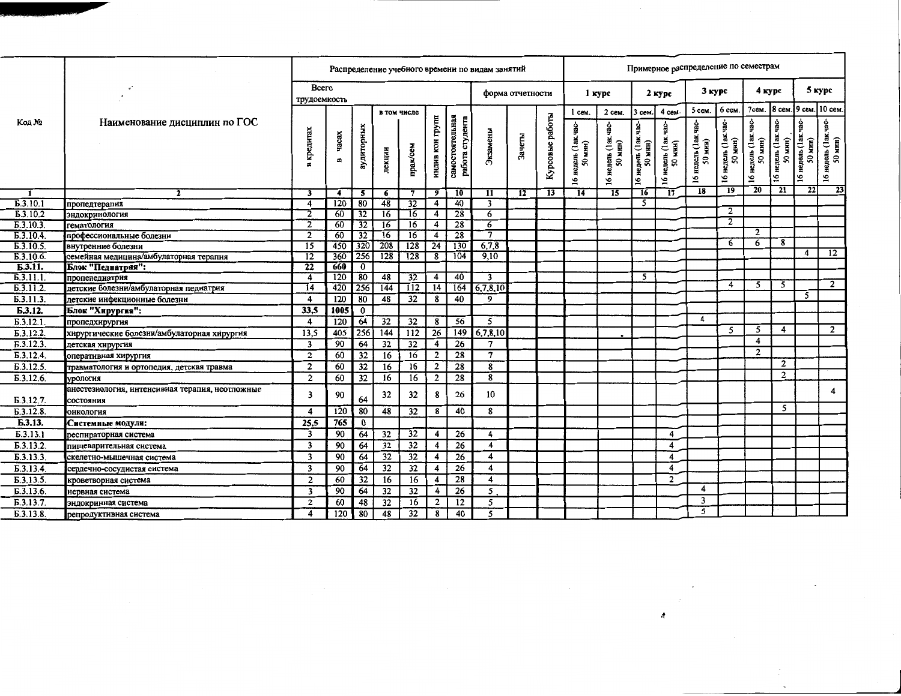| Код № | Наименование дисциплин по ГОС | Распределение учебного времени по видам занятий | | | | | | | | | | Примерное распределение по семестрам | | | | | | | | | |
|---|---|---|---|---|---|---|---|---|---|---|---|---|---|---|---|---|---|---|---|---|---|
| | | Всего трудоемкость | | | | | | | форма отчетности | | | 1 курс | | 2 курс | | 3 курс | | 4 курс | | 5 курс | |
| | | | | | в том числе | | | | | | | 1 сем. | 2 сем. | 3 сем. | 4 сем. | 5 сем. | 6 сем. | 7сем. | 8 сем. | 9 сем. | 10 сем. |
| | | в кредитах | в часах | аудиторных | лекции | прак/сем | индив кон групп | самостоятельная работа студента | Экзамены | Зачеты | Курсовые работы | 16 недель (1ак.час-50 мин) | 16 недель (1ак.час-50 мин) | 16 недель (1ак.час-50 мин) | 16 недель (1ак.час-50 мин) | 16 недель (1ак.час-50 мин) | 16 недель (1ак.час-50 мин) | 16 недель (1ак.час-50 мин) | 16 недель (1ак.час-50 мин) | 16 недель (1ак.час-50 мин) | 16 недель (1ак.час-50 мин) |
| 1 | 2 | 3 | 4 | 5 | 6 | 7 | 9 | 10 | 11 | 12 | 13 | 14 | 15 | 16 | 17 | 18 | 19 | 20 | 21 | 22 | 23 |
| Б.3.10.1 | пропедтерапия | 4 | 120 | 80 | 48 | 32 | 4 | 40 | 3 | | | | | 5 | | | | | | | |
| Б.3.10.2 | эндокринология | 2 | 60 | 32 | 16 | 16 | 4 | 28 | 6 | | | | | | | | 2 | | | | |
| Б.3.10.3. | гематология | 2 | 60 | 32 | 16 | 16 | 4 | 28 | 6 | | | | | | | | 2 | | | | |
| Б.3.10.4. | профессиональные болезни | 2 | 60 | 32 | 16 | 16 | 4 | 28 | 7 | | | | | | | | | 2 | | | |
| Б.3.10.5. | внутренние болезни | 15 | 450 | 320 | 208 | 128 | 24 | 130 | 6,7,8 | | | | | | | | 6 | 6 | 8 | | |
| Б.3.10.6. | семейная медицина/амбулаторная терапия | 12 | 360 | 256 | 128 | 128 | 8 | 104 | 9,10 | | | | | | | | | | | 4 | 12 |
| **Б.3.11.** | **Блок "Педиатрия":** | **22** | **660** | 0 | | | | | | | | | | | | | | | | | |
| Б.3.11.1. | пропепедиатрия | 4 | 120 | 80 | 48 | 32 | 4 | 40 | 3 | | | | | 5 | | | | | | | |
| Б.3.11.2. | детские болезни/амбулаторная педиатрия | 14 | 420 | 256 | 144 | 112 | 14 | 164 | 6,7,8,10 | | | | | | | | 4 | 5 | 5 | | 2 |
| Б.3.11.3. | детские инфекционные болезни | 4 | 120 | 80 | 48 | 32 | 8 | 40 | 9 | | | | | | | | | | | 5 | |
| **Б.3.12.** | **Блок "Хирургия":** | **33,5** | **1005** | 0 | | | | | | | | | | | | | | | | | |
| Б.3.12.1. | пропедхирургия | 4 | 120 | 64 | 32 | 32 | 8 | 56 | 5 | | | | | | | 4 | | | | | |
| Б.3.12.2. | хирургические болезни/амбулаторная хирургия | 13,5 | 405 | 256 | 144 | 112 | 26 | 149 | 6,7,8,10 | | | | | | | | 5 | 5 | 4 | | 2 |
| Б.3.12.3. | детская хирургия | 3 | 90 | 64 | 32 | 32 | 4 | 26 | 7 | | | | | | | | | 4 | | | |
| Б.3.12.4. | оперативная хирургия | 2 | 60 | 32 | 16 | 16 | 2 | 28 | 7 | | | | | | | | | 2 | | | |
| Б.3.12.5. | травматология и ортопедия, детская травма | 2 | 60 | 32 | 16 | 16 | 2 | 28 | 8 | | | | | | | | | | 2 | | |
| Б.3.12.6. | урология | 2 | 60 | 32 | 16 | 16 | 2 | 28 | 8 | | | | | | | | | | 2 | | |
| Б.3.12.7. | анестезиология, интенсивная терапия, неотложные состояния | 3 | 90 | 64 | 32 | 32 | 8 | 26 | 10 | | | | | | | | | | | | 4 |
| Б.3.12.8. | онкология | 4 | 120 | 80 | 48 | 32 | 8 | 40 | 8 | | | | | | | | | | 5 | | |
| **Б.3.13.** | **Системные модули:** | **25,5** | **765** | 0 | | | | | | | | | | | | | | | | | |
| Б.3.13.1 | респираторная система | 3 | 90 | 64 | 32 | 32 | 4 | 26 | 4 | | | | | | 4 | | | | | | |
| Б.3.13.2. | пищеварительная система | 3 | 90 | 64 | 32 | 32 | 4 | 26 | 4 | | | | | | 4 | | | | | | |
| Б.3.13.3. | скелетно-мышечная система | 3 | 90 | 64 | 32 | 32 | 4 | 26 | 4 | | | | | | 4 | | | | | | |
| Б.3.13.4. | сердечно-сосудистая система | 3 | 90 | 64 | 32 | 32 | 4 | 26 | 4 | | | | | | 4 | | | | | | |
| Б.3.13.5. | кроветворная система | 2 | 60 | 32 | 16 | 16 | 4 | 28 | 4 | | | | | | 2 | | | | | | |
| Б.3.13.6. | нервная система | 3 | 90 | 64 | 32 | 32 | 4 | 26 | 5 | | | | | | | 4 | | | | | |
| Б.3.13.7. | эндокринная система | 2 | 60 | 48 | 32 | 16 | 2 | 12 | 5 | | | | | | | 3 | | | | | |
| Б.3.13.8. | репродуктивная система | 4 | 120 | 80 | 48 | 32 | 8 | 40 | 5 | | | | | | | 5 | | | | | |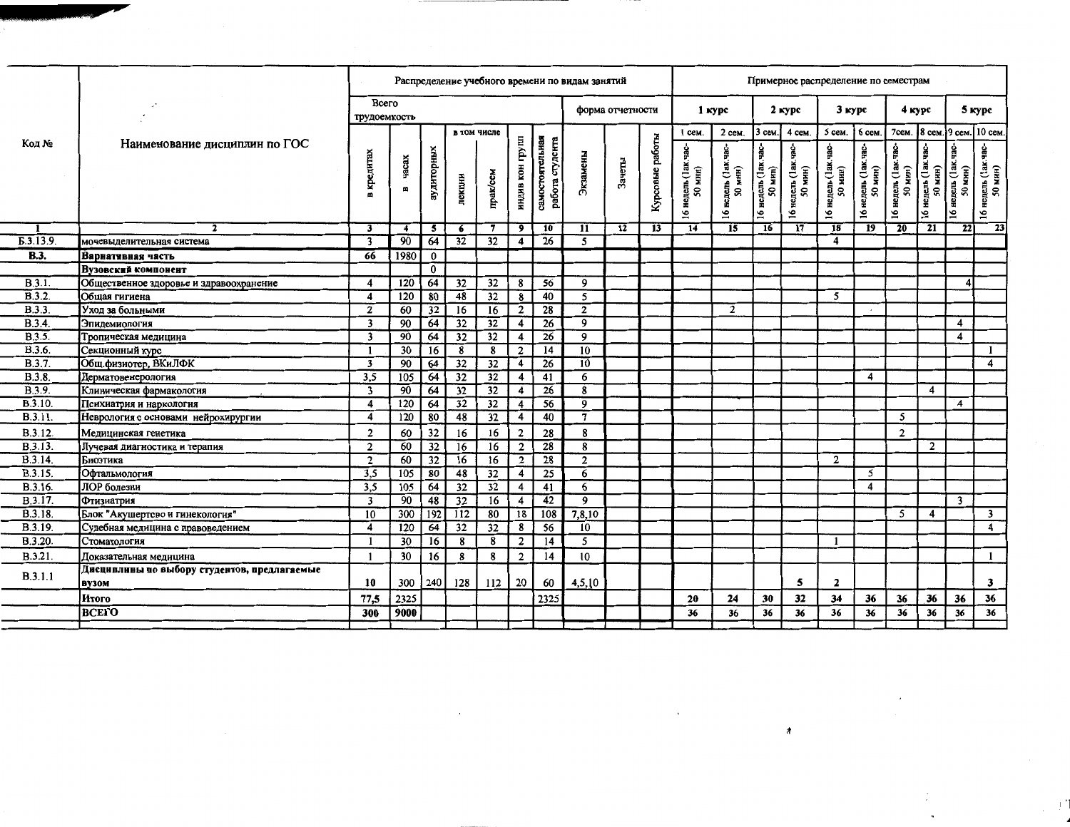| Код № | Наименование дисциплин по ГОС | Распределение учебного времени по видам занятий | | | | | | | | | | Примерное распределение по семестрам | | | | | | | | | |
|---|---|---|---|---|---|---|---|---|---|---|---|---|---|---|---|---|---|---|---|---|---|
| | | Всего трудоемкость | | | | | | | форма отчетности | | | 1 курс | | 2 курс | | 3 курс | | 4 курс | | 5 курс | |
| | | | | | в том числе | | | | | | | 1 сем. | 2 сем. | 3 сем. | 4 сем. | 5 сем. | 6 сем. | 7сем. | 8 сем. | 9 сем. | 10 сем. |
| | | в кредитах | в часах | аудиторных | лекции | прак/сем | индив кон групп | самостоятельная работа студента | Экзамены | Зачеты | Курсовые работы | 16 недель (1ак.час-50 мин) | 16 недель (1ак.час-50 мин) | 16 недель (1ак.час-50 мин) | 16 недель (1ак.час-50 мин) | 16 недель (1ак.час-50 мин) | 16 недель (1ак.час-50 мин) | 16 недель (1ак.час-50 мин) | 16 недель (1ак.час-50 мин) | 16 недель (1ак.час-50 мин) | 16 недель (1ак.час-50 мин) |
| 1 | 2 | 3 | 4 | 5 | 6 | 7 | 9 | 10 | 11 | 12 | 13 | 14 | 15 | 16 | 17 | 18 | 19 | 20 | 21 | 22 | 23 |
| Б.3.13.9. | мочевыделительная система | 3 | 90 | 64 | 32 | 32 | 4 | 26 | 5 | | | | | | | 4 | | | | | |
| **В.3.** | **Вариативная часть** | **66** | 1980 | 0 | | | | | | | | | | | | | | | | | |
| | **Вузовский компонент** | | | 0 | | | | | | | | | | | | | | | | | |
| В.3.1. | Общественное здоровье и здравоохранение | 4 | 120 | 64 | 32 | 32 | 8 | 56 | 9 | | | | | | | | | | | 4 | |
| В.3.2. | Общая гигиена | 4 | 120 | 80 | 48 | 32 | 8 | 40 | 5 | | | | | | | 5 | | | | | |
| В.3.3. | Уход за больными | 2 | 60 | 32 | 16 | 16 | 2 | 28 | 2 | | | | 2 | | | | | | | | |
| В.3.4. | Эпидемиология | 3 | 90 | 64 | 32 | 32 | 4 | 26 | 9 | | | | | | | | | | | 4 | |
| В.3.5. | Тропическая медицина | 3 | 90 | 64 | 32 | 32 | 4 | 26 | 9 | | | | | | | | | | | 4 | |
| В.3.6. | Секционный курс | 1 | 30 | 16 | 8 | 8 | 2 | 14 | 10 | | | | | | | | | | | | 1 |
| В.3.7. | Общ.физиотер, ВКиЛФК | 3 | 90 | 64 | 32 | 32 | 4 | 26 | 10 | | | | | | | | | | | | 4 |
| В.3.8. | Дерматовенерология | 3,5 | 105 | 64 | 32 | 32 | 4 | 41 | 6 | | | | | | | | 4 | | | | |
| В.3.9. | Клиническая фармакология | 3 | 90 | 64 | 32 | 32 | 4 | 26 | 8 | | | | | | | | | | 4 | | |
| В.3.10. | Психиатрия и наркология | 4 | 120 | 64 | 32 | 32 | 4 | 56 | 9 | | | | | | | | | | | 4 | |
| В.3.11. | Неврология с основами нейрохирургии | 4 | 120 | 80 | 48 | 32 | 4 | 40 | 7 | | | | | | | | | 5 | | | |
| В.3.12. | Медицинская генетика | 2 | 60 | 32 | 16 | 16 | 2 | 28 | 8 | | | | | | | | | 2 | | | |
| В.3.13. | Лучевая диагностика и терапия | 2 | 60 | 32 | 16 | 16 | 2 | 28 | 8 | | | | | | | | | | 2 | | |
| В.3.14. | Биоэтика | 2 | 60 | 32 | 16 | 16 | 2 | 28 | 2 | | | | | | | 2 | | | | | |
| В.3.15. | Офтальмология | 3,5 | 105 | 80 | 48 | 32 | 4 | 25 | 6 | | | | | | | | 5 | | | | |
| В.3.16. | ЛОР болезни | 3,5 | 105 | 64 | 32 | 32 | 4 | 41 | 6 | | | | | | | | 4 | | | | |
| В.3.17. | Фтизиатрия | 3 | 90 | 48 | 32 | 16 | 4 | 42 | 9 | | | | | | | | | | | 3 | |
| В.3.18. | Блок "Акушерство и гинекология" | 10 | 300 | 192 | 112 | 80 | 18 | 108 | 7,8,10 | | | | | | | | | 5 | 4 | | 3 |
| В.3.19. | Судебная медицина с правоведением | 4 | 120 | 64 | 32 | 32 | 8 | 56 | 10 | | | | | | | | | | | | 4 |
| В.3.20. | Стоматология | 1 | 30 | 16 | 8 | 8 | 2 | 14 | 5 | | | | | | | 1 | | | | | |
| В.3.21. | Доказательная медицина | 1 | 30 | 16 | 8 | 8 | 2 | 14 | 10 | | | | | | | | | | | | 1 |
| В.3.1.1 | **Дисциплины по выбору студентов, предлагаемые вузом** | 10 | 300 | 240 | 128 | 112 | 20 | 60 | 4,5,10 | | | | | | 5 | 2 | | | | | 3 |
| | **Итого** | **77,5** | 2325 | | | | | 2325 | | | | **20** | **24** | **30** | **32** | **34** | **36** | **36** | **36** | **36** | **36** |
| | **ВСЕГО** | **300** | **9000** | | | | | | | | | **36** | **36** | **36** | **36** | **36** | **36** | **36** | **36** | **36** | **36** |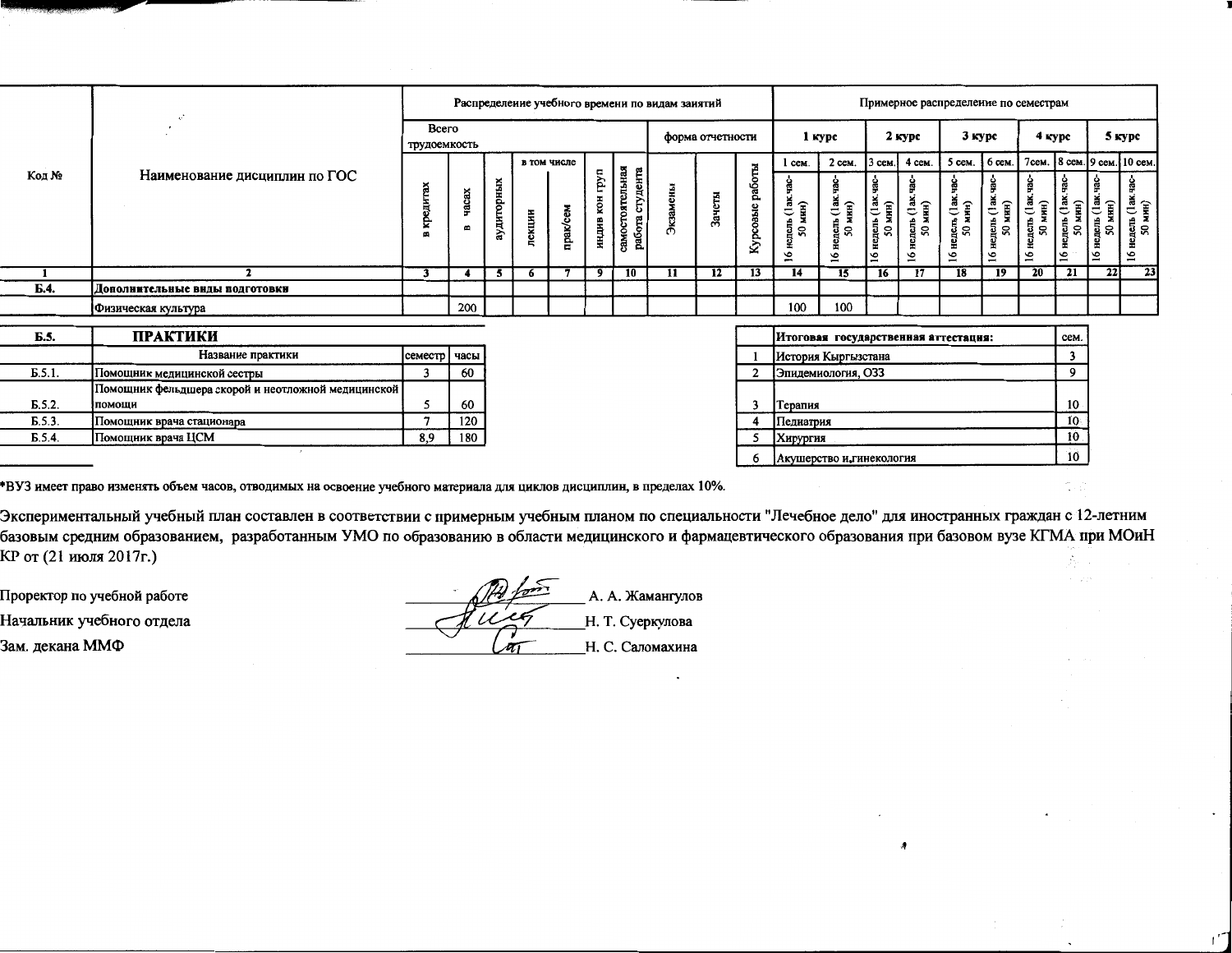| Код № | Наименование дисциплин по ГОС | Распределение учебного времени по видам занятий | | | | | | | | | | Примерное распределение по семестрам | | | | | | | | | |
|---|---|---|---|---|---|---|---|---|---|---|---|---|---|---|---|---|---|---|---|---|---|
| | | Всего трудоемкость | | | | | | | форма отчетности | | | 1 курс | | 2 курс | | 3 курс | | 4 курс | | 5 курс | |
| | | | | | в том числе | | | | | | | 1 сем. | 2 сем. | 3 сем. | 4 сем. | 5 сем. | 6 сем. | 7сем. | 8 сем. | 9 сем. | 10 сем. |
| | | в кредитах | в часах | аудиторных | лекции | прак/сем | индив кон груп | самостоятельная работа студента | Экзамены | Зачеты | Курсовые работы | 16 недель (1ак.час-50 мин) | 16 недель (1ак.час-50 мин) | 16 недель (1ак.час-50 мин) | 16 недель (1ак.час-50 мин) | 16 недель (1ак.час-50 мин) | 16 недель (1ак.час-50 мин) | 16 недель (1ак.час-50 мин) | 16 недель (1ак.час-50 мин) | 16 недель (1ак.час-50 мин) | 16 недель (1ак.час-50 мин) |
| 1 | 2 | 3 | 4 | 5 | 6 | 7 | 9 | 10 | 11 | 12 | 13 | 14 | 15 | 16 | 17 | 18 | 19 | 20 | 21 | 22 | 23 |
| **Б.4.** | **Дополнительные виды подготовки** | | | | | | | | | | | | | | | | | | | | |
| | Физическая культура | | 200 | | | | | | | | | 100 | 100 | | | | | | | | |

| Б.5. | ПРАКТИКИ | | |
|---|---|---|---|
| | Название практики | семестр | часы |
| Б.5.1. | Помощник медицинской сестры | 3 | 60 |
| Б.5.2. | Помощник фельдшера скорой и неотложной медицинской помощи | 5 | 60 |
| Б.5.3. | Помощник врача стационара | 7 | 120 |
| Б.5.4. | Помощник врача ЦСМ | 8,9 | 180 |

| | Итоговая государственная аттестация: | сем. |
|---|---|---|
| 1 | История Кыргызстана | 3 |
| 2 | Эпидемиология, ОЗЗ | 9 |
| 3 | Терапия | 10 |
| 4 | Педиатрия | 10 |
| 5 | Хирургия | 10 |
| 6 | Акушерство и гинекология | 10 |

*ВУЗ имеет право изменять объем часов, отводимых на освоение учебного материала для циклов дисциплин, в пределах 10%.

Экспериментальный учебный план составлен в соответствии с примерным учебным планом по специальности "Лечебное дело" для иностранных граждан с 12-летним базовым средним образованием, разработанным УМО по образованию в области медицинского и фармацевтического образования при базовом вузе КГМА при МОиН КР от (21 июля 2017г.)

Проректор по учебной работе _____________ А. А. Жамангулов

Начальник учебного отдела _____________ Н. Т. Суеркулова

Зам. декана ММФ _____________ Н. С. Саломахина